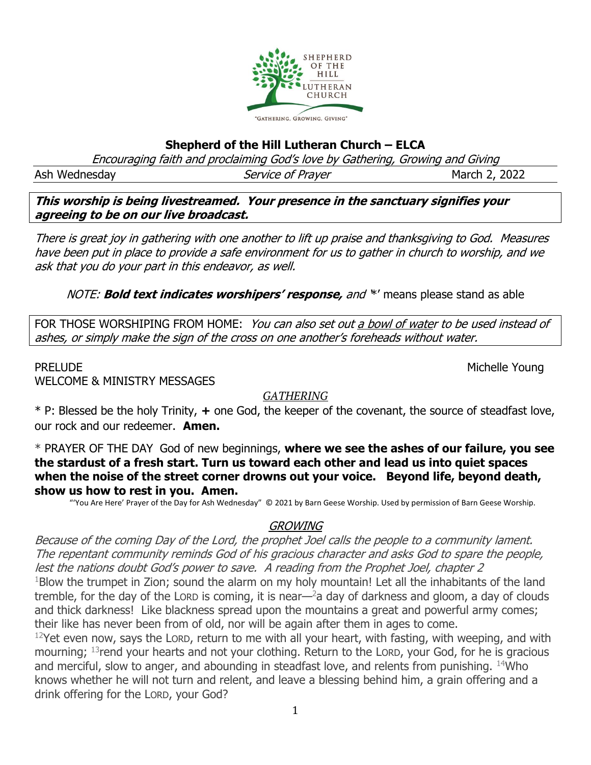# Shepherd of the Hill Lutheran Church – ELCA

*Encouraging faith and proclaiming God's love by Gathering, Growing and Giving*

Ash Wednesday | *Service of Prayer* | March 2, 2022

***This worship is being livestreamed. Your presence in the sanctuary signifies your agreeing to be on our live broadcast.***

*There is great joy in gathering with one another to lift up praise and thanksgiving to God. Measures have been put in place to provide a safe environment for us to gather in church to worship, and we ask that you do your part in this endeavor, as well.*

*NOTE:* ***Bold text indicates worshipers' response,*** *and* '*' means please stand as able

FOR THOSE WORSHIPING FROM HOME: *You can also set out a bowl of water to be used instead of ashes, or simply make the sign of the cross on one another's foreheads without water.*

PRELUDE Michelle Young

WELCOME & MINISTRY MESSAGES

## *GATHERING*

* P: Blessed be the holy Trinity, **+** one God, the keeper of the covenant, the source of steadfast love, our rock and our redeemer. **Amen.**

* PRAYER OF THE DAY God of new beginnings, **where we see the ashes of our failure, you see the stardust of a fresh start. Turn us toward each other and lead us into quiet spaces when the noise of the street corner drowns out your voice. Beyond life, beyond death, show us how to rest in you. Amen.**

"'You Are Here' Prayer of the Day for Ash Wednesday" © 2021 by Barn Geese Worship. Used by permission of Barn Geese Worship.

## *GROWING*

*Because of the coming Day of the Lord, the prophet Joel calls the people to a community lament. The repentant community reminds God of his gracious character and asks God to spare the people, lest the nations doubt God's power to save. A reading from the Prophet Joel, chapter 2*

[1]Blow the trumpet in Zion; sound the alarm on my holy mountain! Let all the inhabitants of the land tremble, for the day of the LORD is coming, it is near—[2]a day of darkness and gloom, a day of clouds and thick darkness! Like blackness spread upon the mountains a great and powerful army comes; their like has never been from of old, nor will be again after them in ages to come.

[12]Yet even now, says the LORD, return to me with all your heart, with fasting, with weeping, and with mourning; [13]rend your hearts and not your clothing. Return to the LORD, your God, for he is gracious and merciful, slow to anger, and abounding in steadfast love, and relents from punishing. [14]Who knows whether he will not turn and relent, and leave a blessing behind him, a grain offering and a drink offering for the LORD, your God?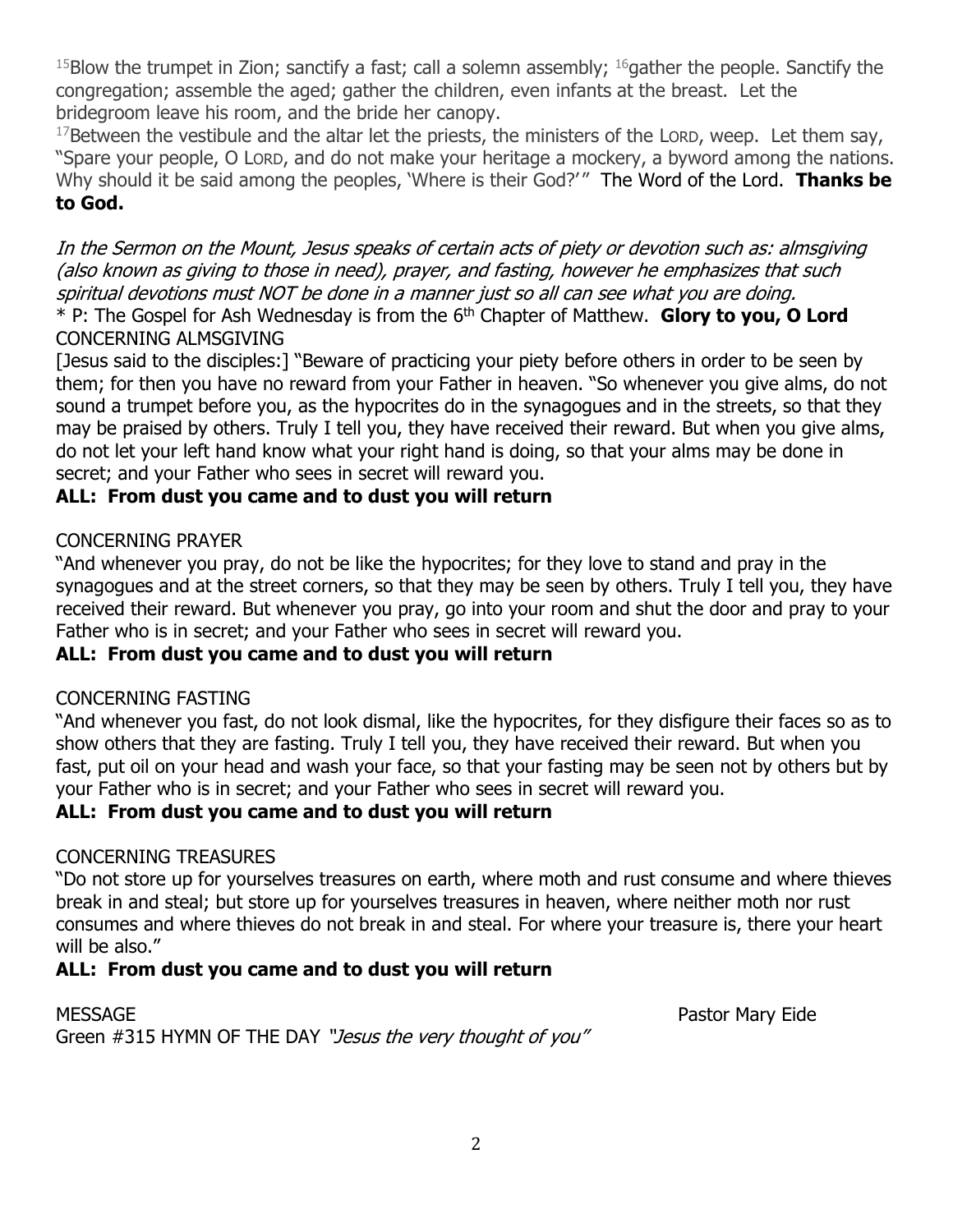[15]Blow the trumpet in Zion; sanctify a fast; call a solemn assembly; [16]gather the people. Sanctify the congregation; assemble the aged; gather the children, even infants at the breast. Let the bridegroom leave his room, and the bride her canopy.

[17]Between the vestibule and the altar let the priests, the ministers of the LORD, weep. Let them say, "Spare your people, O LORD, and do not make your heritage a mockery, a byword among the nations. Why should it be said among the peoples, 'Where is their God?'" The Word of the Lord. **Thanks be to God.**

*In the Sermon on the Mount, Jesus speaks of certain acts of piety or devotion such as: almsgiving (also known as giving to those in need), prayer, and fasting, however he emphasizes that such spiritual devotions must NOT be done in a manner just so all can see what you are doing.*

* P: The Gospel for Ash Wednesday is from the 6th Chapter of Matthew. **Glory to you, O Lord**

CONCERNING ALMSGIVING

[Jesus said to the disciples:] "Beware of practicing your piety before others in order to be seen by them; for then you have no reward from your Father in heaven. "So whenever you give alms, do not sound a trumpet before you, as the hypocrites do in the synagogues and in the streets, so that they may be praised by others. Truly I tell you, they have received their reward. But when you give alms, do not let your left hand know what your right hand is doing, so that your alms may be done in secret; and your Father who sees in secret will reward you.

**ALL: From dust you came and to dust you will return**

CONCERNING PRAYER

"And whenever you pray, do not be like the hypocrites; for they love to stand and pray in the synagogues and at the street corners, so that they may be seen by others. Truly I tell you, they have received their reward. But whenever you pray, go into your room and shut the door and pray to your Father who is in secret; and your Father who sees in secret will reward you.

**ALL: From dust you came and to dust you will return**

CONCERNING FASTING

"And whenever you fast, do not look dismal, like the hypocrites, for they disfigure their faces so as to show others that they are fasting. Truly I tell you, they have received their reward. But when you fast, put oil on your head and wash your face, so that your fasting may be seen not by others but by your Father who is in secret; and your Father who sees in secret will reward you.

**ALL: From dust you came and to dust you will return**

CONCERNING TREASURES

"Do not store up for yourselves treasures on earth, where moth and rust consume and where thieves break in and steal; but store up for yourselves treasures in heaven, where neither moth nor rust consumes and where thieves do not break in and steal. For where your treasure is, there your heart will be also."

**ALL: From dust you came and to dust you will return**

MESSAGE Pastor Mary Eide

Green #315 HYMN OF THE DAY *"Jesus the very thought of you"*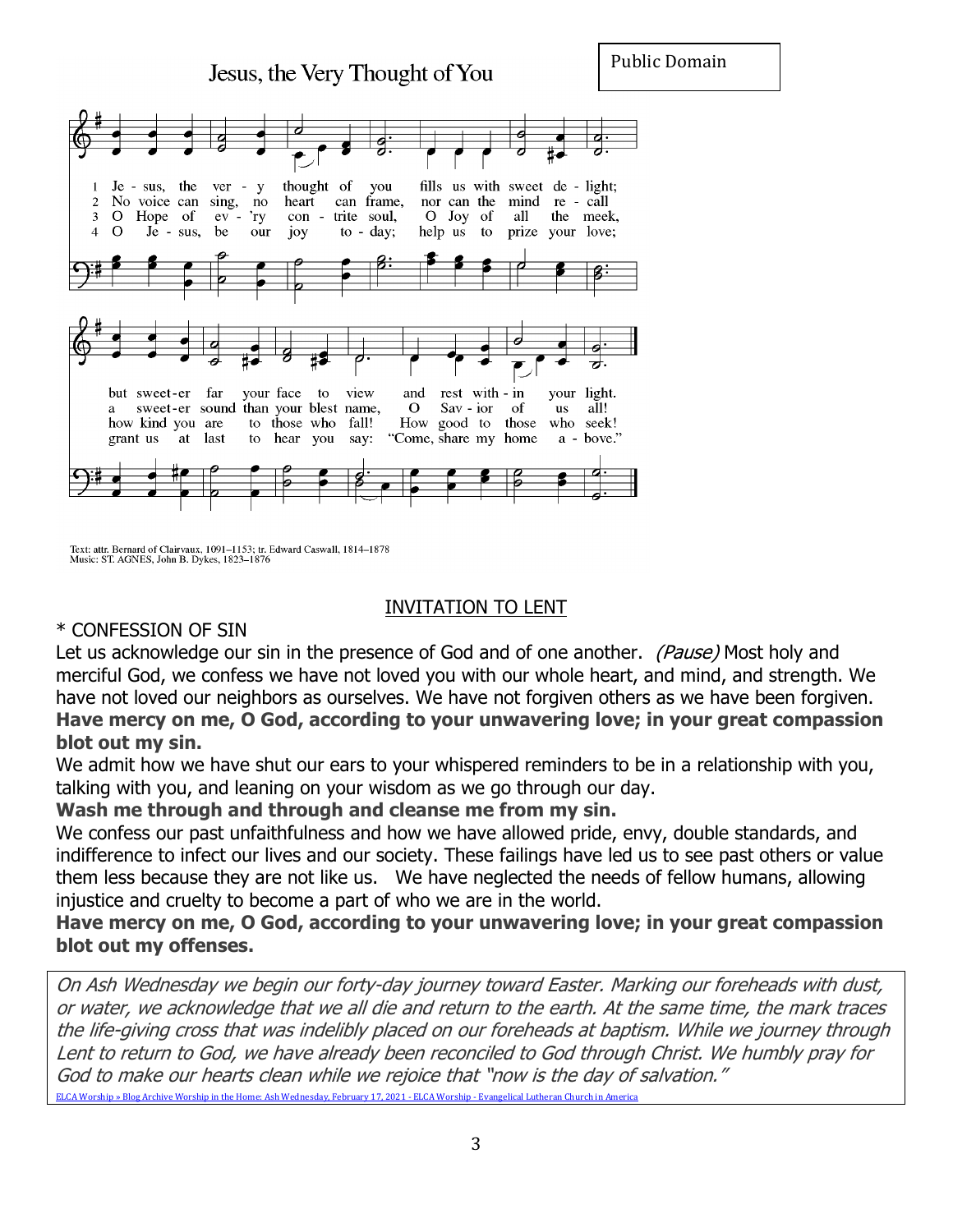## Jesus, the Very Thought of You

Public Domain

1 Jesus, the very thought of you fills us with sweet delight; but sweeter far your face to view and rest within your light.

2 No voice can sing, no heart can frame, nor can the mind recall a sweeter sound than your blest name, O Savior of us all!

3 O Hope of ev'ry contrite soul, O Joy of all the meek, how kind you are to those who fall! How good to those who seek!

4 O Jesus, be our joy today; help us to prize your love; grant us at last to hear you say: "Come, share my home above."

Text: attr. Bernard of Clairvaux, 1091–1153; tr. Edward Caswall, 1814–1878
Music: ST. AGNES, John B. Dykes, 1823–1876

## INVITATION TO LENT

\* CONFESSION OF SIN

Let us acknowledge our sin in the presence of God and of one another. *(Pause)* Most holy and merciful God, we confess we have not loved you with our whole heart, and mind, and strength. We have not loved our neighbors as ourselves. We have not forgiven others as we have been forgiven.

**Have mercy on me, O God, according to your unwavering love; in your great compassion blot out my sin.**

We admit how we have shut our ears to your whispered reminders to be in a relationship with you, talking with you, and leaning on your wisdom as we go through our day.

**Wash me through and through and cleanse me from my sin.**

We confess our past unfaithfulness and how we have allowed pride, envy, double standards, and indifference to infect our lives and our society. These failings have led us to see past others or value them less because they are not like us. We have neglected the needs of fellow humans, allowing injustice and cruelty to become a part of who we are in the world.

**Have mercy on me, O God, according to your unwavering love; in your great compassion blot out my offenses.**

*On Ash Wednesday we begin our forty-day journey toward Easter. Marking our foreheads with dust, or water, we acknowledge that we all die and return to the earth. At the same time, the mark traces the life-giving cross that was indelibly placed on our foreheads at baptism. While we journey through Lent to return to God, we have already been reconciled to God through Christ. We humbly pray for God to make our hearts clean while we rejoice that "now is the day of salvation."*

ELCA Worship » Blog Archive Worship in the Home: Ash Wednesday, February 17, 2021 - ELCA Worship - Evangelical Lutheran Church in America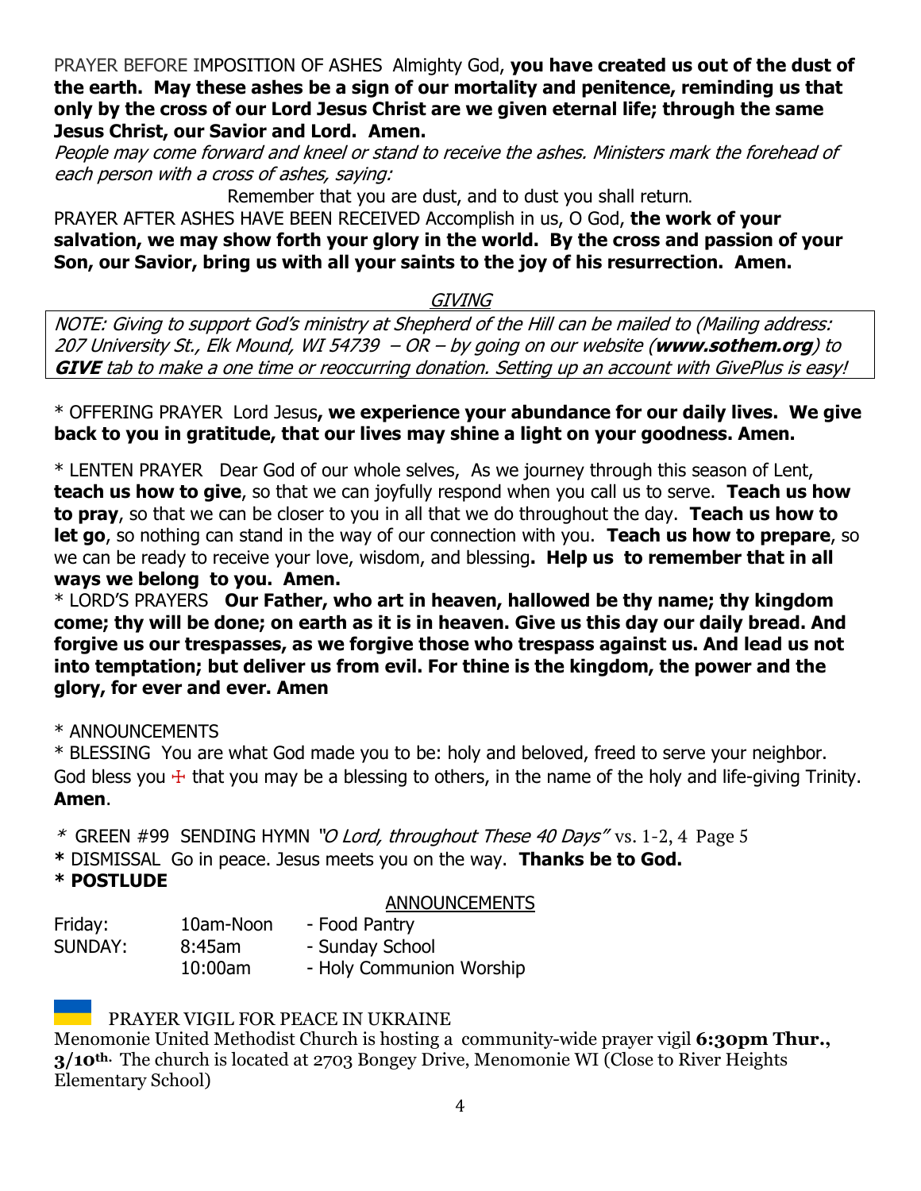PRAYER BEFORE IMPOSITION OF ASHES Almighty God, **you have created us out of the dust of the earth. May these ashes be a sign of our mortality and penitence, reminding us that only by the cross of our Lord Jesus Christ are we given eternal life; through the same Jesus Christ, our Savior and Lord. Amen.**

*People may come forward and kneel or stand to receive the ashes. Ministers mark the forehead of each person with a cross of ashes, saying:*

Remember that you are dust, and to dust you shall return.

PRAYER AFTER ASHES HAVE BEEN RECEIVED Accomplish in us, O God, **the work of your salvation, we may show forth your glory in the world. By the cross and passion of your Son, our Savior, bring us with all your saints to the joy of his resurrection. Amen.**

## *GIVING*

*NOTE: Giving to support God's ministry at Shepherd of the Hill can be mailed to (Mailing address: 207 University St., Elk Mound, WI 54739 – OR – by going on our website (**www.sothem.org**) to **GIVE** tab to make a one time or reoccurring donation. Setting up an account with GivePlus is easy!*

* OFFERING PRAYER Lord Jesus**, we experience your abundance for our daily lives. We give back to you in gratitude, that our lives may shine a light on your goodness. Amen.**

* LENTEN PRAYER Dear God of our whole selves, As we journey through this season of Lent, **teach us how to give**, so that we can joyfully respond when you call us to serve. **Teach us how to pray**, so that we can be closer to you in all that we do throughout the day. **Teach us how to let go**, so nothing can stand in the way of our connection with you. **Teach us how to prepare**, so we can be ready to receive your love, wisdom, and blessing**. Help us to remember that in all ways we belong to you. Amen.**

* LORD'S PRAYERS **Our Father, who art in heaven, hallowed be thy name; thy kingdom come; thy will be done; on earth as it is in heaven. Give us this day our daily bread. And forgive us our trespasses, as we forgive those who trespass against us. And lead us not into temptation; but deliver us from evil. For thine is the kingdom, the power and the glory, for ever and ever. Amen**

* ANNOUNCEMENTS

* BLESSING You are what God made you to be: holy and beloved, freed to serve your neighbor. God bless you ☩ that you may be a blessing to others, in the name of the holy and life-giving Trinity. **Amen**.

* GREEN #99 SENDING HYMN *"O Lord, throughout These 40 Days"* vs. 1-2, 4 Page 5

* DISMISSAL Go in peace. Jesus meets you on the way. **Thanks be to God.**

**\* POSTLUDE**

## ANNOUNCEMENTS

| | | |
|---|---|---|
| Friday: | 10am-Noon | - Food Pantry |
| SUNDAY: | 8:45am | - Sunday School |
| | 10:00am | - Holy Communion Worship |

PRAYER VIGIL FOR PEACE IN UKRAINE

Menomonie United Methodist Church is hosting a community-wide prayer vigil **6:30pm Thur., 3/10th.** The church is located at 2703 Bongey Drive, Menomonie WI (Close to River Heights Elementary School)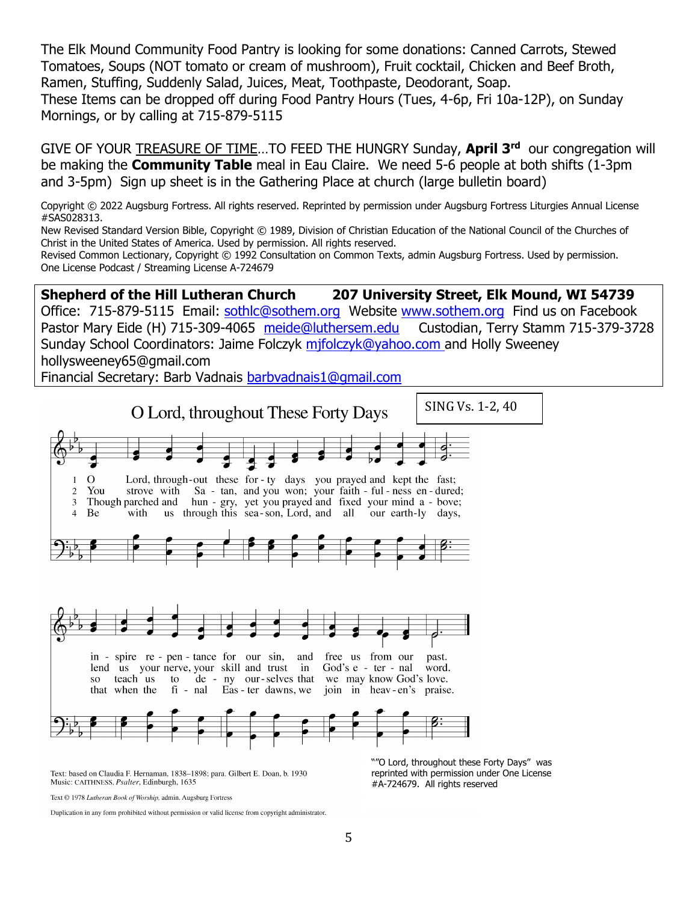The Elk Mound Community Food Pantry is looking for some donations: Canned Carrots, Stewed Tomatoes, Soups (NOT tomato or cream of mushroom), Fruit cocktail, Chicken and Beef Broth, Ramen, Stuffing, Suddenly Salad, Juices, Meat, Toothpaste, Deodorant, Soap.
These Items can be dropped off during Food Pantry Hours (Tues, 4-6p, Fri 10a-12P), on Sunday Mornings, or by calling at 715-879-5115

GIVE OF YOUR TREASURE OF TIME…TO FEED THE HUNGRY Sunday, **April 3rd** our congregation will be making the **Community Table** meal in Eau Claire. We need 5-6 people at both shifts (1-3pm and 3-5pm) Sign up sheet is in the Gathering Place at church (large bulletin board)

Copyright © 2022 Augsburg Fortress. All rights reserved. Reprinted by permission under Augsburg Fortress Liturgies Annual License #SAS028313.
New Revised Standard Version Bible, Copyright © 1989, Division of Christian Education of the National Council of the Churches of Christ in the United States of America. Used by permission. All rights reserved.
Revised Common Lectionary, Copyright © 1992 Consultation on Common Texts, admin Augsburg Fortress. Used by permission.
One License Podcast / Streaming License A-724679

**Shepherd of the Hill Lutheran Church 207 University Street, Elk Mound, WI 54739**
Office: 715-879-5115 Email: sothlc@sothem.org Website www.sothem.org Find us on Facebook
Pastor Mary Eide (H) 715-309-4065 meide@luthersem.edu Custodian, Terry Stamm 715-379-3728
Sunday School Coordinators: Jaime Folczyk mjfolczyk@yahoo.com and Holly Sweeney hollysweeney65@gmail.com
Financial Secretary: Barb Vadnais barbvadnais1@gmail.com

## O Lord, throughout These Forty Days

SING Vs. 1-2, 40

1 O Lord, throughout these forty days you prayed and kept the fast; inspire repentance for our sin, and free us from our past.
2 You strove with Satan, and you won; your faithfulness endured; lend us your nerve, your skill and trust in God's eternal word.
3 Though parched and hungry, yet you prayed and fixed your mind above; so teach us to deny ourselves that we may know God's love.
4 Be with us through this season, Lord, and all our earthly days, that when the final Easter dawns, we join in heaven's praise.

Text: based on Claudia F. Hernaman, 1838–1898; para. Gilbert E. Doan, b. 1930
Music: CAITHNESS, *Psalter*, Edinburgh, 1635

Text © 1978 *Lutheran Book of Worship*, admin. Augsburg Fortress

Duplication in any form prohibited without permission or valid license from copyright administrator.

"O Lord, throughout these Forty Days" was reprinted with permission under One License #A-724679. All rights reserved